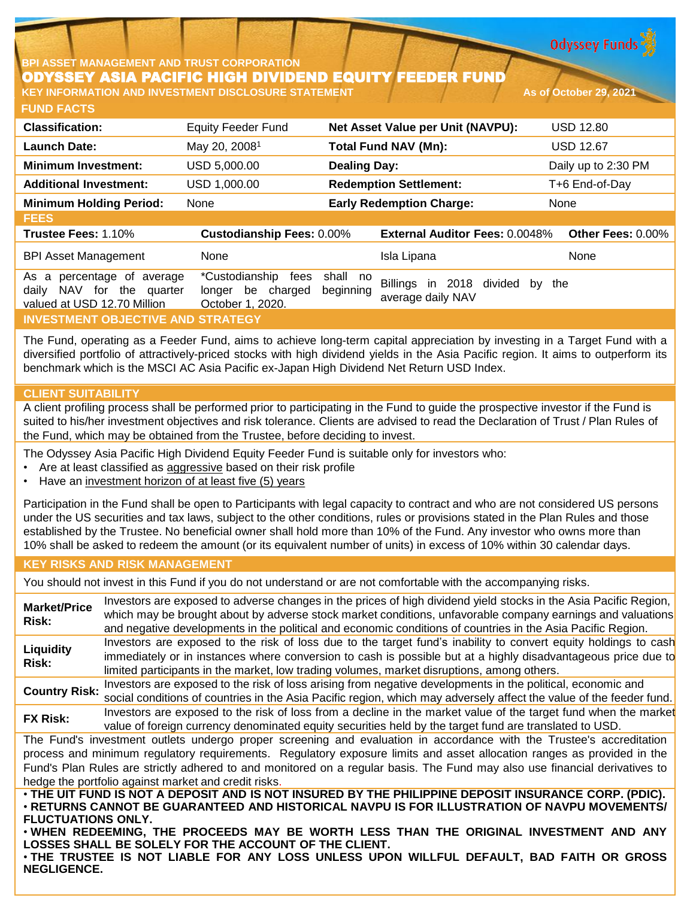BPI ASSET MANAGEMENT AND TRUST CORPORATION

# ODYSSEY ASIA PACIFIC HIGH DIVIDEND EQUITY FEEDER FUND

KEY INFORMATION AND INVESTMENT DISCLOSURE STATEMENT

As of October 29, 2021

## FUND FACTS

| Classification: | Equity Feeder Fund | Net Asset Value per Unit (NAVPU): | USD 12.80 |
|---|---|---|---|
| Launch Date: | May 20, 2008[1] | Total Fund NAV (Mn): | USD 12.67 |
| Minimum Investment: | USD 5,000.00 | Dealing Day: | Daily up to 2:30 PM |
| Additional Investment: | USD 1,000.00 | Redemption Settlement: | T+6 End-of-Day |
| Minimum Holding Period: | None | Early Redemption Charge: | None |

## FEES

| Trustee Fees: 1.10% | Custodianship Fees: 0.00% | External Auditor Fees: 0.0048% | Other Fees: 0.00% |
|---|---|---|---|
| BPI Asset Management | None | Isla Lipana | None |
| As a percentage of average daily NAV for the quarter valued at USD 12.70 Million | *Custodianship fees shall no longer be charged beginning October 1, 2020. | Billings in 2018 divided by the average daily NAV | |

## INVESTMENT OBJECTIVE AND STRATEGY

The Fund, operating as a Feeder Fund, aims to achieve long-term capital appreciation by investing in a Target Fund with a diversified portfolio of attractively-priced stocks with high dividend yields in the Asia Pacific region. It aims to outperform its benchmark which is the MSCI AC Asia Pacific ex-Japan High Dividend Net Return USD Index.

## CLIENT SUITABILITY

A client profiling process shall be performed prior to participating in the Fund to guide the prospective investor if the Fund is suited to his/her investment objectives and risk tolerance. Clients are advised to read the Declaration of Trust / Plan Rules of the Fund, which may be obtained from the Trustee, before deciding to invest.

The Odyssey Asia Pacific High Dividend Equity Feeder Fund is suitable only for investors who:

- Are at least classified as aggressive based on their risk profile
- Have an investment horizon of at least five (5) years

Participation in the Fund shall be open to Participants with legal capacity to contract and who are not considered US persons under the US securities and tax laws, subject to the other conditions, rules or provisions stated in the Plan Rules and those established by the Trustee. No beneficial owner shall hold more than 10% of the Fund. Any investor who owns more than 10% shall be asked to redeem the amount (or its equivalent number of units) in excess of 10% within 30 calendar days.

## KEY RISKS AND RISK MANAGEMENT

You should not invest in this Fund if you do not understand or are not comfortable with the accompanying risks.

| | |
|---|---|
| **Market/Price Risk:** | Investors are exposed to adverse changes in the prices of high dividend yield stocks in the Asia Pacific Region, which may be brought about by adverse stock market conditions, unfavorable company earnings and valuations and negative developments in the political and economic conditions of countries in the Asia Pacific Region. |
| **Liquidity Risk:** | Investors are exposed to the risk of loss due to the target fund's inability to convert equity holdings to cash immediately or in instances where conversion to cash is possible but at a highly disadvantageous price due to limited participants in the market, low trading volumes, market disruptions, among others. |
| **Country Risk:** | Investors are exposed to the risk of loss arising from negative developments in the political, economic and social conditions of countries in the Asia Pacific region, which may adversely affect the value of the feeder fund. |
| **FX Risk:** | Investors are exposed to the risk of loss from a decline in the market value of the target fund when the market value of foreign currency denominated equity securities held by the target fund are translated to USD. |

The Fund's investment outlets undergo proper screening and evaluation in accordance with the Trustee's accreditation process and minimum regulatory requirements. Regulatory exposure limits and asset allocation ranges as provided in the Fund's Plan Rules are strictly adhered to and monitored on a regular basis. The Fund may also use financial derivatives to hedge the portfolio against market and credit risks.

- **THE UIT FUND IS NOT A DEPOSIT AND IS NOT INSURED BY THE PHILIPPINE DEPOSIT INSURANCE CORP. (PDIC).**
- **RETURNS CANNOT BE GUARANTEED AND HISTORICAL NAVPU IS FOR ILLUSTRATION OF NAVPU MOVEMENTS/ FLUCTUATIONS ONLY.**
- **WHEN REDEEMING, THE PROCEEDS MAY BE WORTH LESS THAN THE ORIGINAL INVESTMENT AND ANY LOSSES SHALL BE SOLELY FOR THE ACCOUNT OF THE CLIENT.**
- **THE TRUSTEE IS NOT LIABLE FOR ANY LOSS UNLESS UPON WILLFUL DEFAULT, BAD FAITH OR GROSS NEGLIGENCE.**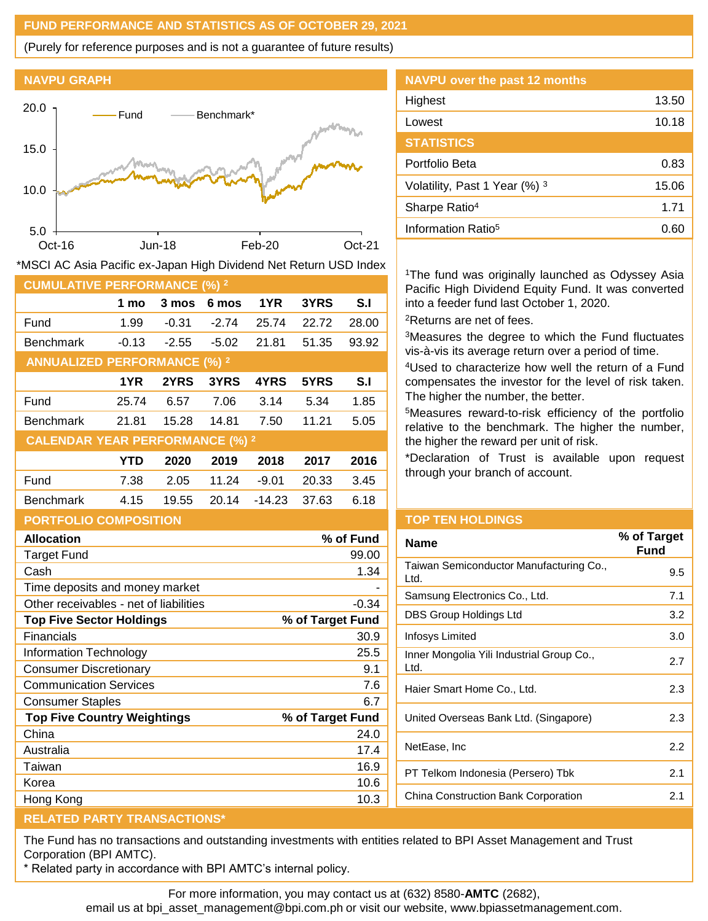## FUND PERFORMANCE AND STATISTICS AS OF OCTOBER 29, 2021

(Purely for reference purposes and is not a guarantee of future results)

### NAVPU GRAPH

*MSCI AC Asia Pacific ex-Japan High Dividend Net Return USD Index

### NAVPU over the past 12 months

| | |
|---|---|
| Highest | 13.50 |
| Lowest | 10.18 |

### STATISTICS

| | |
|---|---|
| Portfolio Beta | 0.83 |
| Volatility, Past 1 Year (%) [3] | 15.06 |
| Sharpe Ratio[4] | 1.71 |
| Information Ratio[5] | 0.60 |

### CUMULATIVE PERFORMANCE (%) [2]

| | 1 mo | 3 mos | 6 mos | 1YR | 3YRS | S.I |
|---|---|---|---|---|---|---|
| Fund | 1.99 | -0.31 | -2.74 | 25.74 | 22.72 | 28.00 |
| Benchmark | -0.13 | -2.55 | -5.02 | 21.81 | 51.35 | 93.92 |

### ANNUALIZED PERFORMANCE (%) [2]

| | 1YR | 2YRS | 3YRS | 4YRS | 5YRS | S.I |
|---|---|---|---|---|---|---|
| Fund | 25.74 | 6.57 | 7.06 | 3.14 | 5.34 | 1.85 |
| Benchmark | 21.81 | 15.28 | 14.81 | 7.50 | 11.21 | 5.05 |

### CALENDAR YEAR PERFORMANCE (%) [2]

| | YTD | 2020 | 2019 | 2018 | 2017 | 2016 |
|---|---|---|---|---|---|---|
| Fund | 7.38 | 2.05 | 11.24 | -9.01 | 20.33 | 3.45 |
| Benchmark | 4.15 | 19.55 | 20.14 | -14.23 | 37.63 | 6.18 |

[1]The fund was originally launched as Odyssey Asia Pacific High Dividend Equity Fund. It was converted into a feeder fund last October 1, 2020.

[2]Returns are net of fees.

[3]Measures the degree to which the Fund fluctuates vis-à-vis its average return over a period of time.

[4]Used to characterize how well the return of a Fund compensates the investor for the level of risk taken. The higher the number, the better.

[5]Measures reward-to-risk efficiency of the portfolio relative to the benchmark. The higher the number, the higher the reward per unit of risk.

*Declaration of Trust is available upon request through your branch of account.

### PORTFOLIO COMPOSITION

| Allocation | % of Fund |
|---|---|
| Target Fund | 99.00 |
| Cash | 1.34 |
| Time deposits and money market | - |
| Other receivables - net of liabilities | -0.34 |

| Top Five Sector Holdings | % of Target Fund |
|---|---|
| Financials | 30.9 |
| Information Technology | 25.5 |
| Consumer Discretionary | 9.1 |
| Communication Services | 7.6 |
| Consumer Staples | 6.7 |

| Top Five Country Weightings | % of Target Fund |
|---|---|
| China | 24.0 |
| Australia | 17.4 |
| Taiwan | 16.9 |
| Korea | 10.6 |
| Hong Kong | 10.3 |

### TOP TEN HOLDINGS

| Name | % of Target Fund |
|---|---|
| Taiwan Semiconductor Manufacturing Co., Ltd. | 9.5 |
| Samsung Electronics Co., Ltd. | 7.1 |
| DBS Group Holdings Ltd | 3.2 |
| Infosys Limited | 3.0 |
| Inner Mongolia Yili Industrial Group Co., Ltd. | 2.7 |
| Haier Smart Home Co., Ltd. | 2.3 |
| United Overseas Bank Ltd. (Singapore) | 2.3 |
| NetEase, Inc | 2.2 |
| PT Telkom Indonesia (Persero) Tbk | 2.1 |
| China Construction Bank Corporation | 2.1 |

### RELATED PARTY TRANSACTIONS*

The Fund has no transactions and outstanding investments with entities related to BPI Asset Management and Trust Corporation (BPI AMTC).

* Related party in accordance with BPI AMTC's internal policy.

For more information, you may contact us at (632) 8580-**AMTC** (2682), email us at bpi_asset_management@bpi.com.ph or visit our website, www.bpiassetmanagement.com.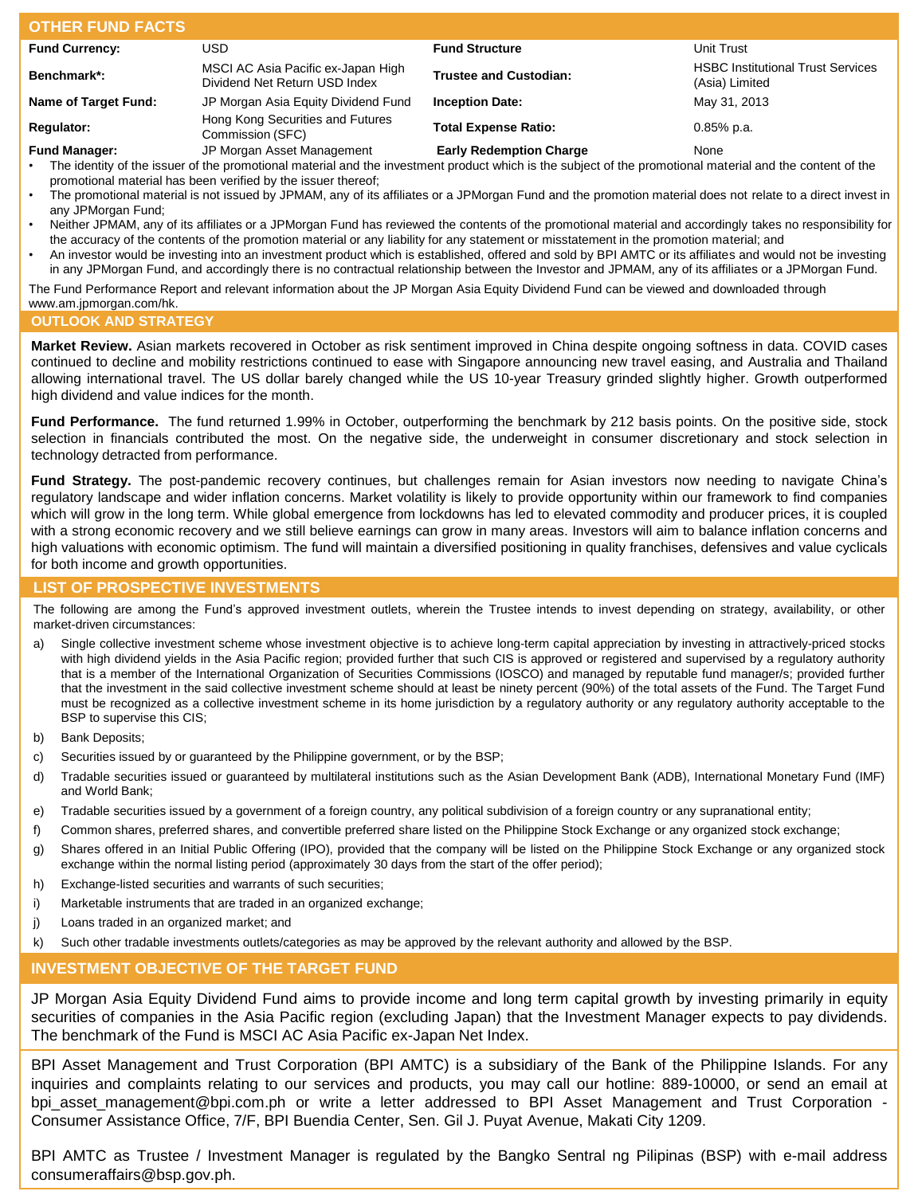## OTHER FUND FACTS

| | | | |
|---|---|---|---|
| **Fund Currency:** | USD | **Fund Structure** | Unit Trust |
| **Benchmark*:** | MSCI AC Asia Pacific ex-Japan High Dividend Net Return USD Index | **Trustee and Custodian:** | HSBC Institutional Trust Services (Asia) Limited |
| **Name of Target Fund:** | JP Morgan Asia Equity Dividend Fund | **Inception Date:** | May 31, 2013 |
| **Regulator:** | Hong Kong Securities and Futures Commission (SFC) | **Total Expense Ratio:** | 0.85% p.a. |
| **Fund Manager:** | JP Morgan Asset Management | **Early Redemption Charge** | None |

- The identity of the issuer of the promotional material and the investment product which is the subject of the promotional material and the content of the promotional material has been verified by the issuer thereof;
- The promotional material is not issued by JPMAM, any of its affiliates or a JPMorgan Fund and the promotion material does not relate to a direct invest in any JPMorgan Fund;
- Neither JPMAM, any of its affiliates or a JPMorgan Fund has reviewed the contents of the promotional material and accordingly takes no responsibility for the accuracy of the contents of the promotion material or any liability for any statement or misstatement in the promotion material; and
- An investor would be investing into an investment product which is established, offered and sold by BPI AMTC or its affiliates and would not be investing in any JPMorgan Fund, and accordingly there is no contractual relationship between the Investor and JPMAM, any of its affiliates or a JPMorgan Fund.

The Fund Performance Report and relevant information about the JP Morgan Asia Equity Dividend Fund can be viewed and downloaded through www.am.jpmorgan.com/hk.

## OUTLOOK AND STRATEGY

**Market Review.** Asian markets recovered in October as risk sentiment improved in China despite ongoing softness in data. COVID cases continued to decline and mobility restrictions continued to ease with Singapore announcing new travel easing, and Australia and Thailand allowing international travel. The US dollar barely changed while the US 10-year Treasury grinded slightly higher. Growth outperformed high dividend and value indices for the month.

**Fund Performance.** The fund returned 1.99% in October, outperforming the benchmark by 212 basis points. On the positive side, stock selection in financials contributed the most. On the negative side, the underweight in consumer discretionary and stock selection in technology detracted from performance.

**Fund Strategy.** The post-pandemic recovery continues, but challenges remain for Asian investors now needing to navigate China's regulatory landscape and wider inflation concerns. Market volatility is likely to provide opportunity within our framework to find companies which will grow in the long term. While global emergence from lockdowns has led to elevated commodity and producer prices, it is coupled with a strong economic recovery and we still believe earnings can grow in many areas. Investors will aim to balance inflation concerns and high valuations with economic optimism. The fund will maintain a diversified positioning in quality franchises, defensives and value cyclicals for both income and growth opportunities.

## LIST OF PROSPECTIVE INVESTMENTS

The following are among the Fund's approved investment outlets, wherein the Trustee intends to invest depending on strategy, availability, or other market-driven circumstances:

a) Single collective investment scheme whose investment objective is to achieve long-term capital appreciation by investing in attractively-priced stocks with high dividend yields in the Asia Pacific region; provided further that such CIS is approved or registered and supervised by a regulatory authority that is a member of the International Organization of Securities Commissions (IOSCO) and managed by reputable fund manager/s; provided further that the investment in the said collective investment scheme should at least be ninety percent (90%) of the total assets of the Fund. The Target Fund must be recognized as a collective investment scheme in its home jurisdiction by a regulatory authority or any regulatory authority acceptable to the BSP to supervise this CIS;

b) Bank Deposits;

c) Securities issued by or guaranteed by the Philippine government, or by the BSP;

d) Tradable securities issued or guaranteed by multilateral institutions such as the Asian Development Bank (ADB), International Monetary Fund (IMF) and World Bank;

e) Tradable securities issued by a government of a foreign country, any political subdivision of a foreign country or any supranational entity;

f) Common shares, preferred shares, and convertible preferred share listed on the Philippine Stock Exchange or any organized stock exchange;

g) Shares offered in an Initial Public Offering (IPO), provided that the company will be listed on the Philippine Stock Exchange or any organized stock exchange within the normal listing period (approximately 30 days from the start of the offer period);

h) Exchange-listed securities and warrants of such securities;

i) Marketable instruments that are traded in an organized exchange;

j) Loans traded in an organized market; and

k) Such other tradable investments outlets/categories as may be approved by the relevant authority and allowed by the BSP.

## INVESTMENT OBJECTIVE OF THE TARGET FUND

JP Morgan Asia Equity Dividend Fund aims to provide income and long term capital growth by investing primarily in equity securities of companies in the Asia Pacific region (excluding Japan) that the Investment Manager expects to pay dividends. The benchmark of the Fund is MSCI AC Asia Pacific ex-Japan Net Index.

BPI Asset Management and Trust Corporation (BPI AMTC) is a subsidiary of the Bank of the Philippine Islands. For any inquiries and complaints relating to our services and products, you may call our hotline: 889-10000, or send an email at bpi_asset_management@bpi.com.ph or write a letter addressed to BPI Asset Management and Trust Corporation - Consumer Assistance Office, 7/F, BPI Buendia Center, Sen. Gil J. Puyat Avenue, Makati City 1209.

BPI AMTC as Trustee / Investment Manager is regulated by the Bangko Sentral ng Pilipinas (BSP) with e-mail address consumeraffairs@bsp.gov.ph.